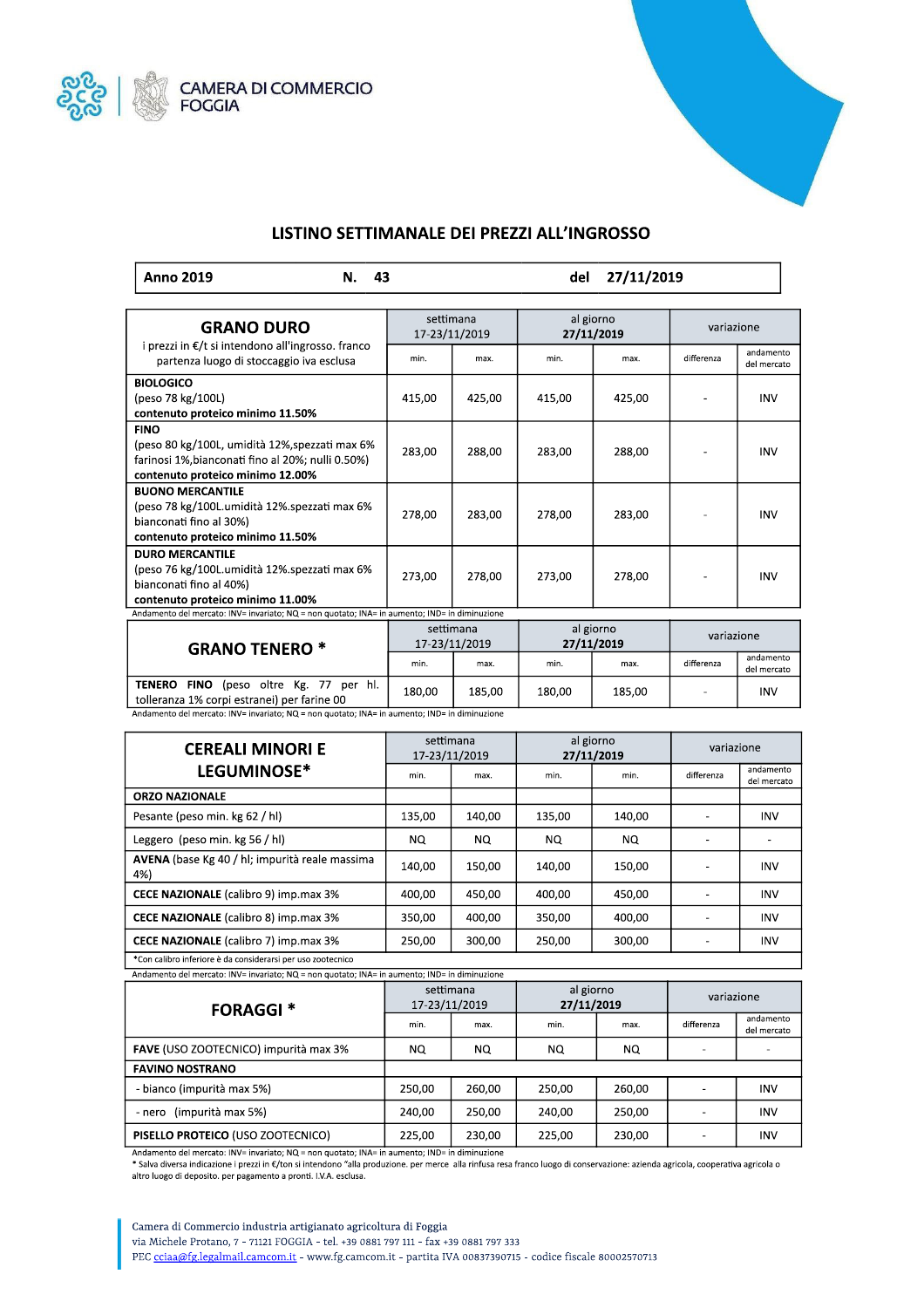CAMERA DI COMMERCIO FOGGIA

## LISTINO SETTIMANALE DEI PREZZI ALL'INGROSSO

| Anno 2019 | N. 43 | del 27/11/2019 |
|---|---|---|

| **GRANO DURO** i prezzi in €/t si intendono all'ingrosso. franco partenza luogo di stoccaggio iva esclusa | settimana 17-23/11/2019 | | al giorno **27/11/2019** | | variazione | |
|---|---|---|---|---|---|---|
| | min. | max. | min. | max. | differenza | andamento del mercato |
| **BIOLOGICO** (peso 78 kg/100L) **contenuto proteico minimo 11.50%** | 415,00 | 425,00 | 415,00 | 425,00 | - | INV |
| **FINO** (peso 80 kg/100L, umidità 12%,spezzati max 6% farinosi 1%,bianconati fino al 20%; nulli 0.50%) **contenuto proteico minimo 12.00%** | 283,00 | 288,00 | 283,00 | 288,00 | - | INV |
| **BUONO MERCANTILE** (peso 78 kg/100L.umidità 12%.spezzati max 6% bianconati fino al 30%) **contenuto proteico minimo 11.50%** | 278,00 | 283,00 | 278,00 | 283,00 | - | INV |
| **DURO MERCANTILE** (peso 76 kg/100L.umidità 12%.spezzati max 6% bianconati fino al 40%) **contenuto proteico minimo 11.00%** | 273,00 | 278,00 | 273,00 | 278,00 | - | INV |

Andamento del mercato: INV= invariato; NQ = non quotato; INA= in aumento; IND= in diminuzione

| **GRANO TENERO** * | settimana 17-23/11/2019 | | al giorno **27/11/2019** | | variazione | |
|---|---|---|---|---|---|---|
| | min. | max. | min. | max. | differenza | andamento del mercato |
| **TENERO FINO** (peso oltre Kg. 77 per hl. tolleranza 1% corpi estranei) per farine 00 | 180,00 | 185,00 | 180,00 | 185,00 | - | INV |

Andamento del mercato: INV= invariato; NQ = non quotato; INA= in aumento; IND= in diminuzione

| **CEREALI MINORI E LEGUMINOSE*** | settimana 17-23/11/2019 | | al giorno **27/11/2019** | | variazione | |
|---|---|---|---|---|---|---|
| | min. | max. | min. | min. | differenza | andamento del mercato |
| **ORZO NAZIONALE** | | | | | | |
| Pesante (peso min. kg 62 / hl) | 135,00 | 140,00 | 135,00 | 140,00 | - | INV |
| Leggero (peso min. kg 56 / hl) | NQ | NQ | NQ | NQ | - | - |
| **AVENA** (base Kg 40 / hl; impurità reale massima 4%) | 140,00 | 150,00 | 140,00 | 150,00 | - | INV |
| **CECE NAZIONALE** (calibro 9) imp.max 3% | 400,00 | 450,00 | 400,00 | 450,00 | - | INV |
| **CECE NAZIONALE** (calibro 8) imp.max 3% | 350,00 | 400,00 | 350,00 | 400,00 | - | INV |
| **CECE NAZIONALE** (calibro 7) imp.max 3% | 250,00 | 300,00 | 250,00 | 300,00 | - | INV |

*Con calibro inferiore è da considerarsi per uso zootecnico

Andamento del mercato: INV= invariato; NQ = non quotato; INA= in aumento; IND= in diminuzione

| **FORAGGI** * | settimana 17-23/11/2019 | | al giorno **27/11/2019** | | variazione | |
|---|---|---|---|---|---|---|
| | min. | max. | min. | max. | differenza | andamento del mercato |
| **FAVE** (USO ZOOTECNICO) impurità max 3% | NQ | NQ | NQ | NQ | - | - |
| **FAVINO NOSTRANO** | | | | | | |
| - bianco (impurità max 5%) | 250,00 | 260,00 | 250,00 | 260,00 | - | INV |
| - nero (impurità max 5%) | 240,00 | 250,00 | 240,00 | 250,00 | - | INV |
| **PISELLO PROTEICO** (USO ZOOTECNICO) | 225,00 | 230,00 | 225,00 | 230,00 | - | INV |

Andamento del mercato: INV= invariato; NQ = non quotato; INA= in aumento; IND= in diminuzione

* Salva diversa indicazione i prezzi in €/ton si intendono "alla produzione. per merce alla rinfusa resa franco luogo di conservazione: azienda agricola, cooperativa agricola o altro luogo di deposito. per pagamento a pronti. I.V.A. esclusa.

Camera di Commercio industria artigianato agricoltura di Foggia
via Michele Protano, 7 - 71121 FOGGIA - tel. +39 0881 797 111 - fax +39 0881 797 333
PEC cciaa@fg.legalmail.camcom.it - www.fg.camcom.it - partita IVA 00837390715 - codice fiscale 80002570713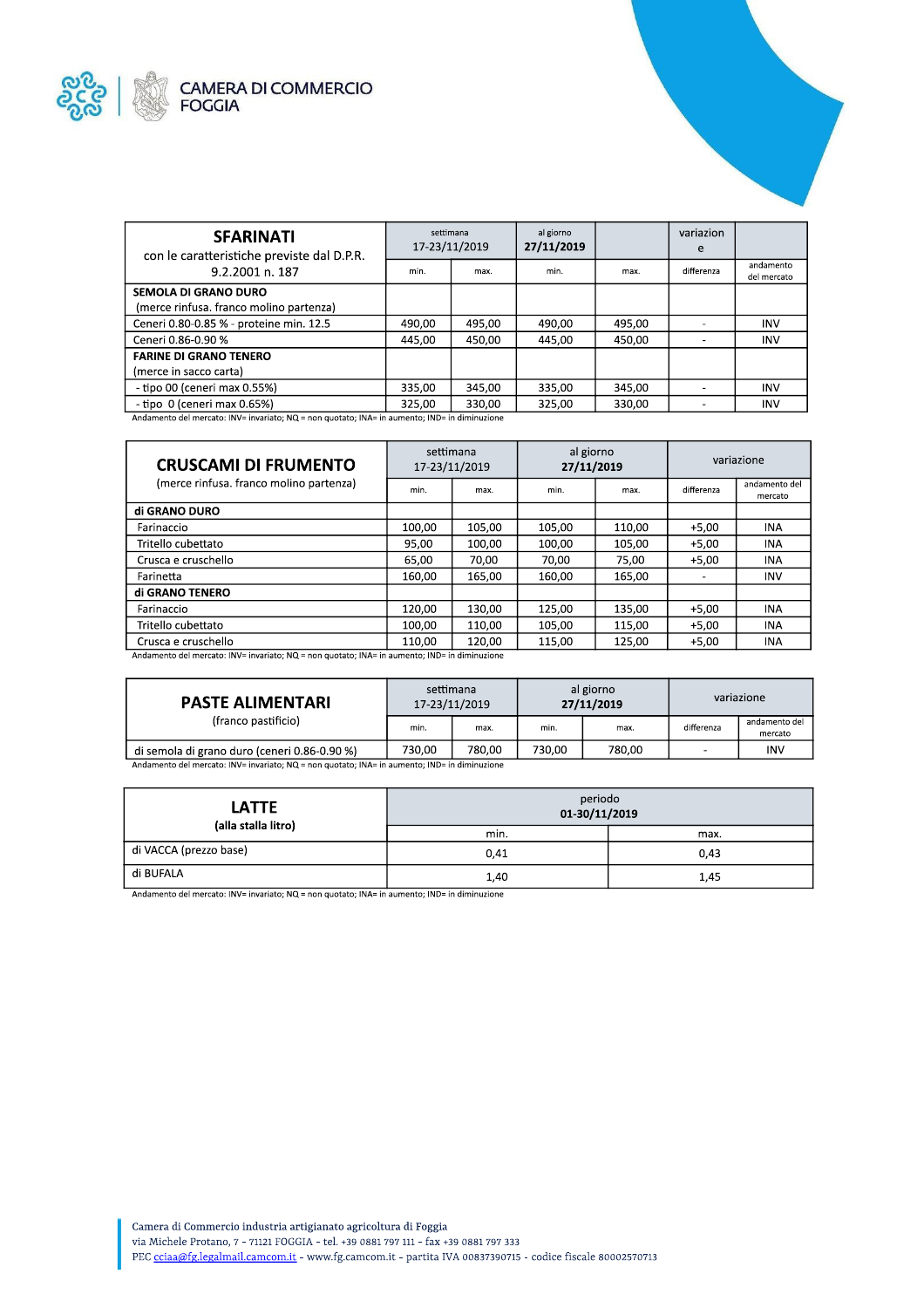CAMERA DI COMMERCIO FOGGIA

| SFARINATI con le caratteristiche previste dal D.P.R. 9.2.2001 n. 187 | settimana 17-23/11/2019 | | al giorno 27/11/2019 | | variazione | |
|---|---|---|---|---|---|---|
| | min. | max. | min. | max. | differenza | andamento del mercato |
| **SEMOLA DI GRANO DURO** (merce rinfusa. franco molino partenza) | | | | | | |
| Ceneri 0.80-0.85 % - proteine min. 12.5 | 490,00 | 495,00 | 490,00 | 495,00 | - | INV |
| Ceneri 0.86-0.90 % | 445,00 | 450,00 | 445,00 | 450,00 | - | INV |
| **FARINE DI GRANO TENERO** (merce in sacco carta) | | | | | | |
| - tipo 00 (ceneri max 0.55%) | 335,00 | 345,00 | 335,00 | 345,00 | - | INV |
| - tipo 0 (ceneri max 0.65%) | 325,00 | 330,00 | 325,00 | 330,00 | - | INV |

Andamento del mercato: INV= invariato; NQ = non quotato; INA= in aumento; IND= in diminuzione

| CRUSCAMI DI FRUMENTO (merce rinfusa. franco molino partenza) | settimana 17-23/11/2019 | | al giorno 27/11/2019 | | variazione | |
|---|---|---|---|---|---|---|
| | min. | max. | min. | max. | differenza | andamento del mercato |
| **di GRANO DURO** | | | | | | |
| Farinaccio | 100,00 | 105,00 | 105,00 | 110,00 | +5,00 | INA |
| Tritello cubettato | 95,00 | 100,00 | 100,00 | 105,00 | +5,00 | INA |
| Crusca e cruschello | 65,00 | 70,00 | 70,00 | 75,00 | +5,00 | INA |
| Farinetta | 160,00 | 165,00 | 160,00 | 165,00 | - | INV |
| **di GRANO TENERO** | | | | | | |
| Farinaccio | 120,00 | 130,00 | 125,00 | 135,00 | +5,00 | INA |
| Tritello cubettato | 100,00 | 110,00 | 105,00 | 115,00 | +5,00 | INA |
| Crusca e cruschello | 110,00 | 120,00 | 115,00 | 125,00 | +5,00 | INA |

Andamento del mercato: INV= invariato; NQ = non quotato; INA= in aumento; IND= in diminuzione

| PASTE ALIMENTARI (franco pastificio) | settimana 17-23/11/2019 | | al giorno 27/11/2019 | | variazione | |
|---|---|---|---|---|---|---|
| | min. | max. | min. | max. | differenza | andamento del mercato |
| di semola di grano duro (ceneri 0.86-0.90 %) | 730,00 | 780,00 | 730,00 | 780,00 | - | INV |

Andamento del mercato: INV= invariato; NQ = non quotato; INA= in aumento; IND= in diminuzione

| LATTE (alla stalla litro) | periodo 01-30/11/2019 | |
|---|---|---|
| | min. | max. |
| di VACCA (prezzo base) | 0,41 | 0,43 |
| di BUFALA | 1,40 | 1,45 |

Andamento del mercato: INV= invariato; NQ = non quotato; INA= in aumento; IND= in diminuzione

Camera di Commercio industria artigianato agricoltura di Foggia
via Michele Protano, 7 - 71121 FOGGIA - tel. +39 0881 797 111 - fax +39 0881 797 333
PEC cciaa@fg.legalmail.camcom.it - www.fg.camcom.it - partita IVA 00837390715 - codice fiscale 80002570713